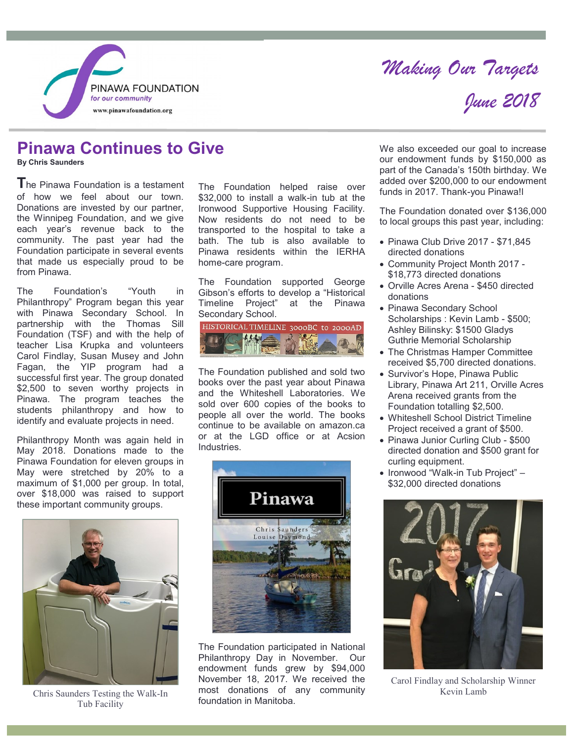PINAWA FOUNDATION
*for our community*
www.pinawafoundation.org

*Making Our Targets*

*June 2018*

# Pinawa Continues to Give

**By Chris Saunders**

The Pinawa Foundation is a testament of how we feel about our town. Donations are invested by our partner, the Winnipeg Foundation, and we give each year's revenue back to the community. The past year had the Foundation participate in several events that made us especially proud to be from Pinawa.

The Foundation's "Youth in Philanthropy" Program began this year with Pinawa Secondary School. In partnership with the Thomas Sill Foundation (TSF) and with the help of teacher Lisa Krupka and volunteers Carol Findlay, Susan Musey and John Fagan, the YIP program had a successful first year. The group donated $2,500 to seven worthy projects in Pinawa. The program teaches the students philanthropy and how to identify and evaluate projects in need.

Philanthropy Month was again held in May 2018. Donations made to the Pinawa Foundation for eleven groups in May were stretched by 20% to a maximum of $1,000 per group. In total, over $18,000 was raised to support these important community groups.

Chris Saunders Testing the Walk-In Tub Facility

The Foundation helped raise over $32,000 to install a walk-in tub at the Ironwood Supportive Housing Facility. Now residents do not need to be transported to the hospital to take a bath. The tub is also available to Pinawa residents within the IERHA home-care program.

The Foundation supported George Gibson's efforts to develop a "Historical Timeline Project" at the Pinawa Secondary School.

HISTORICAL TIMELINE 3000BC to 2000AD

The Foundation published and sold two books over the past year about Pinawa and the Whiteshell Laboratories. We sold over 600 copies of the books to people all over the world. The books continue to be available on amazon.ca or at the LGD office or at Acsion Industries.

Pinawa
Chris Saunders
Louise Daymond

The Foundation participated in National Philanthropy Day in November. Our endowment funds grew by $94,000 November 18, 2017. We received the most donations of any community foundation in Manitoba.

We also exceeded our goal to increase our endowment funds by $150,000 as part of the Canada's 150th birthday. We added over $200,000 to our endowment funds in 2017. Thank-you Pinawa!l

The Foundation donated over $136,000 to local groups this past year, including:

- Pinawa Club Drive 2017 - $71,845 directed donations
- Community Project Month 2017 - $18,773 directed donations
- Orville Acres Arena - $450 directed donations
- Pinawa Secondary School Scholarships : Kevin Lamb - $500; Ashley Bilinsky: $1500 Gladys Guthrie Memorial Scholarship
- The Christmas Hamper Committee received $5,700 directed donations.
- Survivor's Hope, Pinawa Public Library, Pinawa Art 211, Orville Acres Arena received grants from the Foundation totalling $2,500.
- Whiteshell School District Timeline Project received a grant of $500.
- Pinawa Junior Curling Club - $500 directed donation and $500 grant for curling equipment.
- Ironwood "Walk-in Tub Project" – $32,000 directed donations

Carol Findlay and Scholarship Winner Kevin Lamb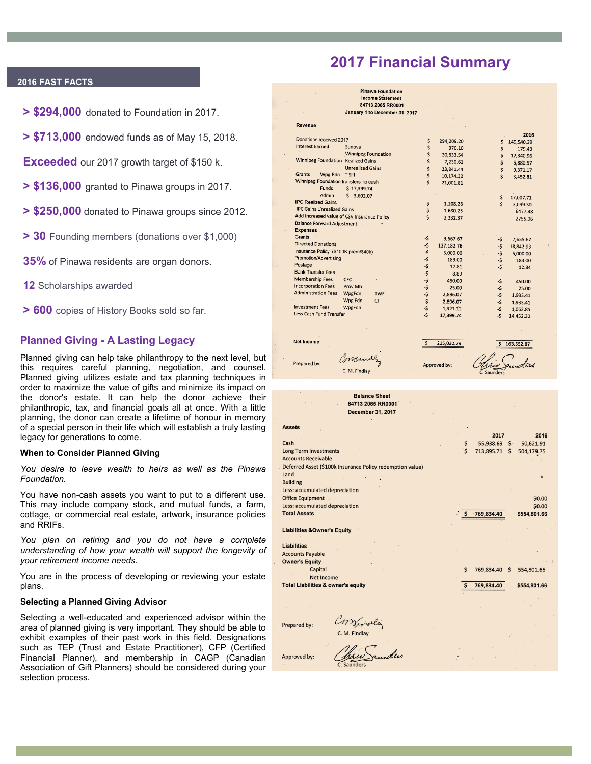# 2017 Financial Summary

## 2016 FAST FACTS

**> $294,000** donated to Foundation in 2017.

**> $713,000** endowed funds as of May 15, 2018.

**Exceeded** our 2017 growth target of $150 k.

**> $136,000** granted to Pinawa groups in 2017.

**> $250,000** donated to Pinawa groups since 2012.

**> 30** Founding members (donations over $1,000)

**35%** of Pinawa residents are organ donors.

**12** Scholarships awarded

**> 600** copies of History Books sold so far.

## Planned Giving - A Lasting Legacy

Planned giving can help take philanthropy to the next level, but this requires careful planning, negotiation, and counsel. Planned giving utilizes estate and tax planning techniques in order to maximize the value of gifts and minimize its impact on the donor's estate. It can help the donor achieve their philanthropic, tax, and financial goals all at once. With a little planning, the donor can create a lifetime of honour in memory of a special person in their life which will establish a truly lasting legacy for generations to come.

### When to Consider Planned Giving

*You desire to leave wealth to heirs as well as the Pinawa Foundation.*

You have non-cash assets you want to put to a different use. This may include company stock, and mutual funds, a farm, cottage, or commercial real estate, artwork, insurance policies and RRIFs.

*You plan on retiring and you do not have a complete understanding of how your wealth will support the longevity of your retirement income needs.*

You are in the process of developing or reviewing your estate plans.

### Selecting a Planned Giving Advisor

Selecting a well-educated and experienced advisor within the area of planned giving is very important. They should be able to exhibit examples of their past work in this field. Designations such as TEP (Trust and Estate Practitioner), CFP (Certified Financial Planner), and membership in CAGP (Canadian Association of Gift Planners) should be considered during your selection process.

**Pinawa Foundation**
**Income Statement**
**84713 2065 RR0001**
**January 1 to December 31, 2017**

| Revenue | | | 2017 | 2016 |
|---|---|---|---|---|
| Donations received 2017 | | | $ 294,209.20 | $ 149,540.29 |
| Interest Earned | Sunova | | $ 370.10 | $ 179.43 |
| | Winnipeg Foundation | | $ 20,833.54 | $ 17,340.96 |
| Winnipeg Foundation | Realized Gains | | $ 7,230.61 | $ 5,880.57 |
| | Unrealized Gains | | $ 23,841.44 | $ 9,371.17 |
| Grants | Wpg Fdn | T Sill | $ 10,174.32 | $ 3,452.81 |
| Winnipeg Foundation transfers to cash | | | $ 21,001.81 | |
| Funds | $ 17,399.74 | | | |
| Admin | $ 3,602.07 | | | $ 17,007.71 |
| IPC Realized Gains | | | $ 1,108.28 | $ 3,099.30 |
| IPC Gains Unrealized Gains | | | $ 1,680.25 | 6477.48 |
| Add Increased value of CSV Insurance Policy | | | $ 2,232.37 | 2755.06 |
| Balance Forward Adjustment | | | | |
| **Expenses** | | | | |
| Grants | | | -$ 9,667.67 | -$ 7,655.67 |
| Directed Donations | | | -$ 127,182.76 | -$ 18,842.93 |
| Insurance Policy ($100K prem/$40k) | | | -$ 5,000.00 | -$ 5,000.00 |
| Promotion/Advertising | | | -$ 189.00 | -$ 183.00 |
| Postage | | | -$ 12.81 | -$ 12.34 |
| Bank Transfer fees | | | -$ 8.89 | |
| Membership Fees | CFC | | -$ 450.00 | -$ 450.00 |
| Incorporation Fees | Prov Mb | | -$ 25.00 | -$ 25.00 |
| Administration Fees | WpgFdn | TWF | -$ 2,896.07 | -$ 1,933.41 |
| | Wpg Fdn | CF | -$ 2,896.07 | -$ 1,933.41 |
| Investment Fees | WpgFdn | | -$ 1,921.12 | -$ 1,063.85 |
| Less Cash Fund Transfer | | | -$ 17,399.74 | -$ 14,452.30 |
| **Net Income** | | | $ 215,032.79 | $ 163,552.87 |

Prepared by: C. M. Findlay

Approved by: C. Saunders

**Balance Sheet**
**84713 2065 RR0001**
**December 31, 2017**

| Assets | 2017 | 2016 |
|---|---|---|
| Cash | $ 55,938.69 | $ 50,621.91 |
| Long Term Investments | $ 713,895.71 | $ 504,179.75 |
| Accounts Receivable | | |
| Deferred Asset ($100k Insurance Policy redemption value) | | |
| Land | | |
| Building | | |
| Less: accumulated depreciation | | |
| Office Equipment | | $0.00 |
| Less: accumulated depreciation | | $0.00 |
| **Total Assets** | $ 769,834.40 | $554,801.66 |
| **Liabilities &Owner's Equity** | | |
| **Liabilities** | | |
| Accounts Payable | | |
| **Owner's Equity** | | |
| Capital | $ 769,834.40 | $ 554,801.66 |
| Net Income | | |
| **Total Liabilities & owner's equity** | $ 769,834.40 | $554,801.66 |

Prepared by: C. M. Findlay

Approved by: C. Saunders